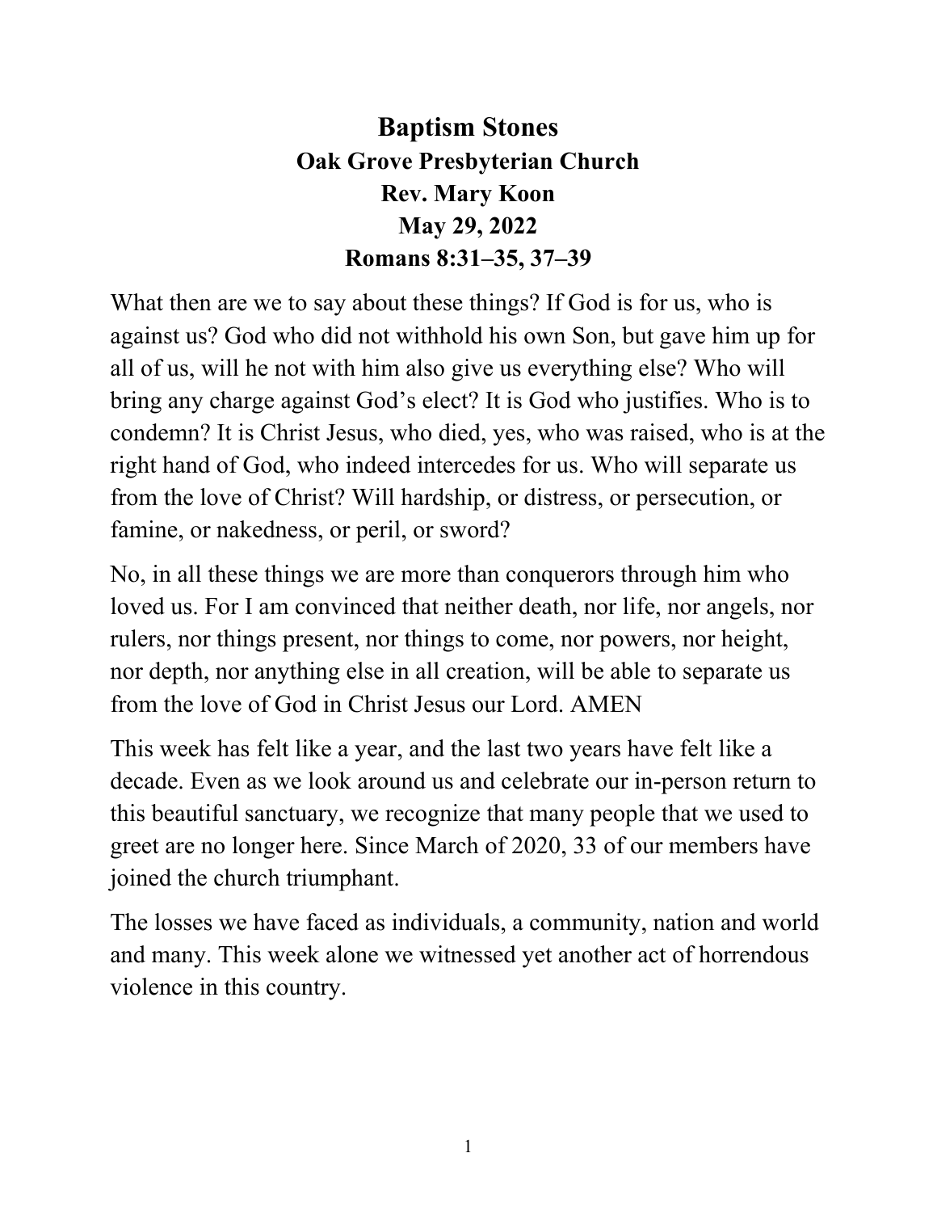# Baptism Stones

**Oak Grove Presbyterian Church**

**Rev. Mary Koon**

**May 29, 2022**

**Romans 8:31–35, 37–39**

What then are we to say about these things? If God is for us, who is against us? God who did not withhold his own Son, but gave him up for all of us, will he not with him also give us everything else? Who will bring any charge against God's elect? It is God who justifies. Who is to condemn? It is Christ Jesus, who died, yes, who was raised, who is at the right hand of God, who indeed intercedes for us. Who will separate us from the love of Christ? Will hardship, or distress, or persecution, or famine, or nakedness, or peril, or sword?

No, in all these things we are more than conquerors through him who loved us. For I am convinced that neither death, nor life, nor angels, nor rulers, nor things present, nor things to come, nor powers, nor height, nor depth, nor anything else in all creation, will be able to separate us from the love of God in Christ Jesus our Lord. AMEN

This week has felt like a year, and the last two years have felt like a decade. Even as we look around us and celebrate our in-person return to this beautiful sanctuary, we recognize that many people that we used to greet are no longer here. Since March of 2020, 33 of our members have joined the church triumphant.

The losses we have faced as individuals, a community, nation and world and many. This week alone we witnessed yet another act of horrendous violence in this country.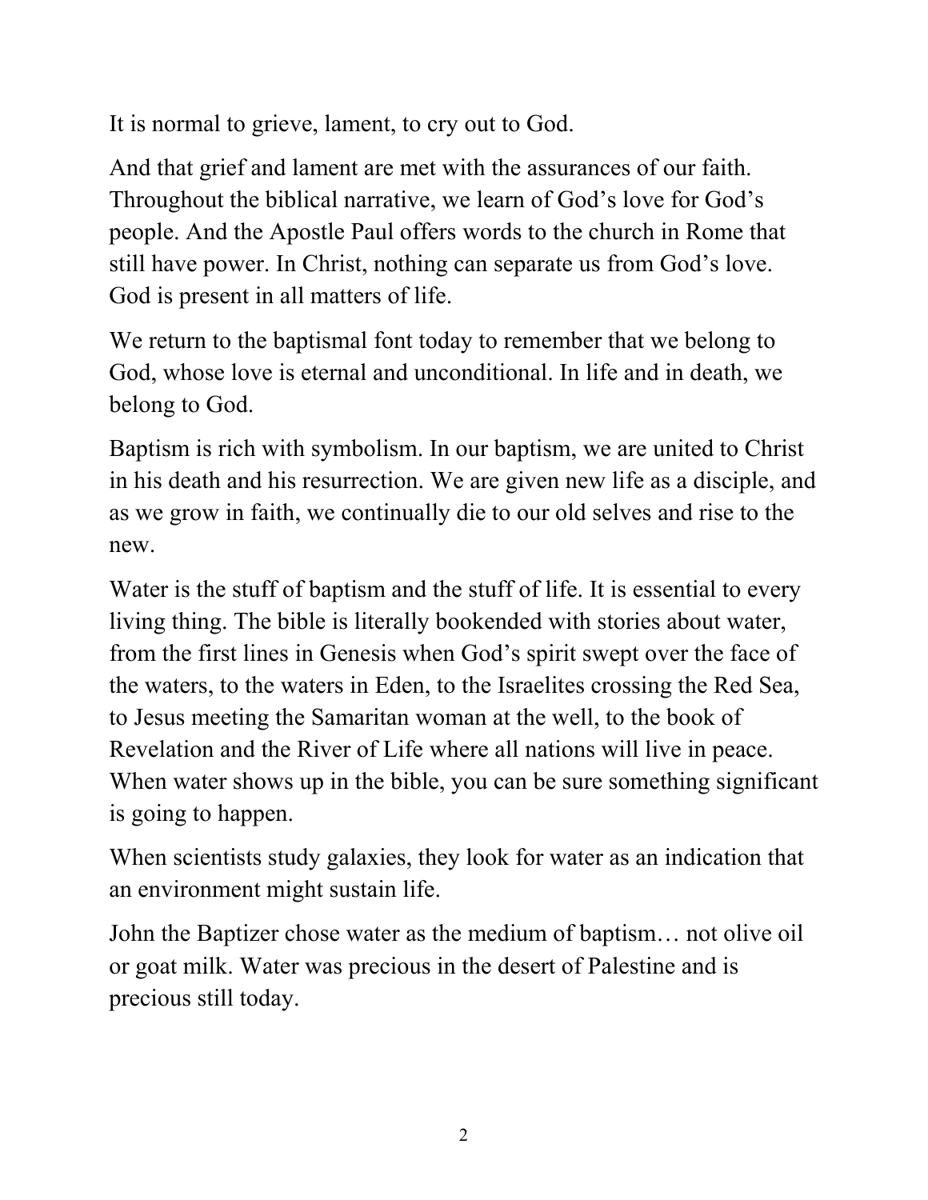It is normal to grieve, lament, to cry out to God.

And that grief and lament are met with the assurances of our faith. Throughout the biblical narrative, we learn of God's love for God's people. And the Apostle Paul offers words to the church in Rome that still have power. In Christ, nothing can separate us from God's love. God is present in all matters of life.

We return to the baptismal font today to remember that we belong to God, whose love is eternal and unconditional. In life and in death, we belong to God.

Baptism is rich with symbolism. In our baptism, we are united to Christ in his death and his resurrection. We are given new life as a disciple, and as we grow in faith, we continually die to our old selves and rise to the new.

Water is the stuff of baptism and the stuff of life. It is essential to every living thing. The bible is literally bookended with stories about water, from the first lines in Genesis when God's spirit swept over the face of the waters, to the waters in Eden, to the Israelites crossing the Red Sea, to Jesus meeting the Samaritan woman at the well, to the book of Revelation and the River of Life where all nations will live in peace. When water shows up in the bible, you can be sure something significant is going to happen.

When scientists study galaxies, they look for water as an indication that an environment might sustain life.

John the Baptizer chose water as the medium of baptism… not olive oil or goat milk. Water was precious in the desert of Palestine and is precious still today.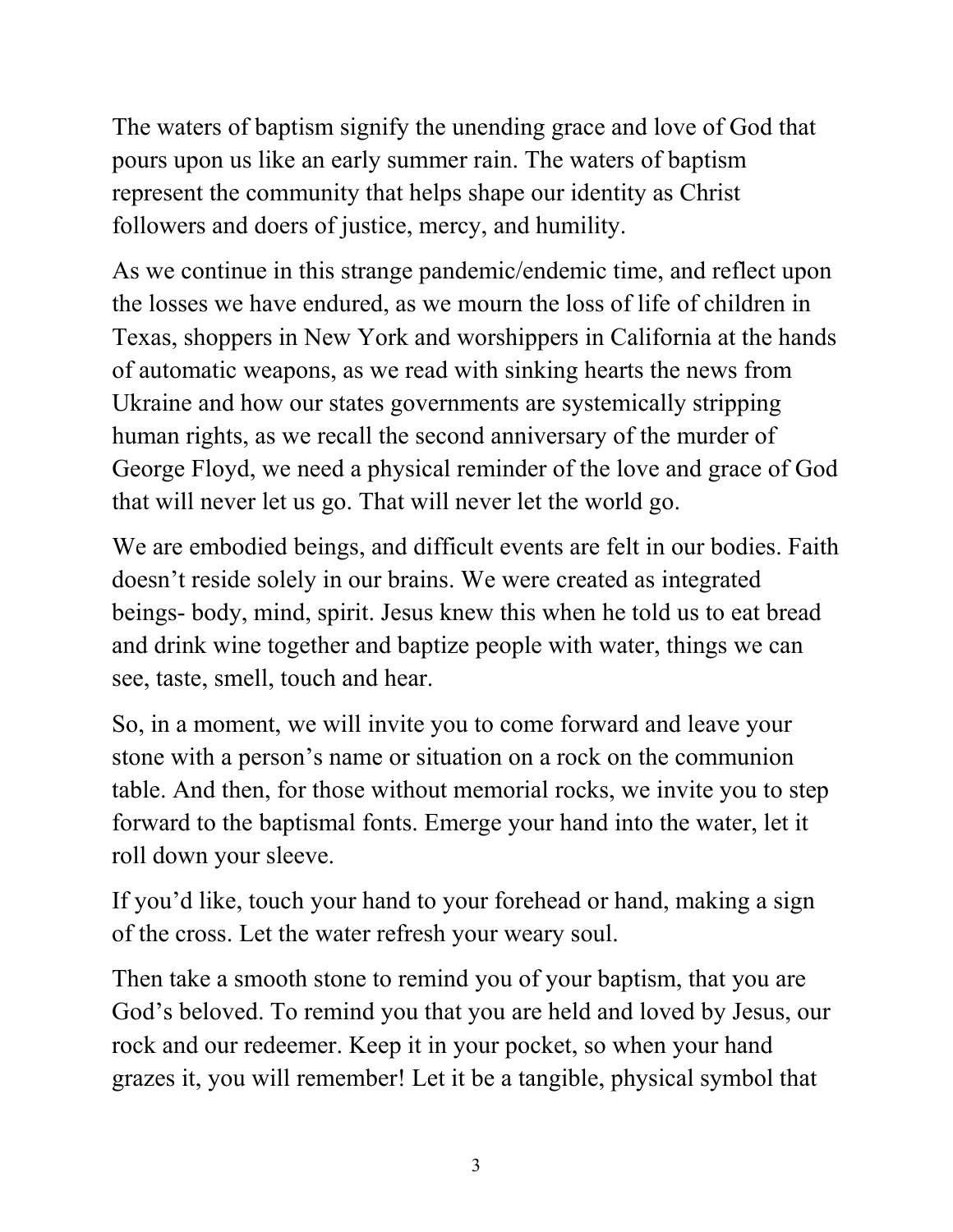The waters of baptism signify the unending grace and love of God that pours upon us like an early summer rain. The waters of baptism represent the community that helps shape our identity as Christ followers and doers of justice, mercy, and humility.

As we continue in this strange pandemic/endemic time, and reflect upon the losses we have endured, as we mourn the loss of life of children in Texas, shoppers in New York and worshippers in California at the hands of automatic weapons, as we read with sinking hearts the news from Ukraine and how our states governments are systemically stripping human rights, as we recall the second anniversary of the murder of George Floyd, we need a physical reminder of the love and grace of God that will never let us go. That will never let the world go.

We are embodied beings, and difficult events are felt in our bodies. Faith doesn't reside solely in our brains. We were created as integrated beings- body, mind, spirit. Jesus knew this when he told us to eat bread and drink wine together and baptize people with water, things we can see, taste, smell, touch and hear.

So, in a moment, we will invite you to come forward and leave your stone with a person's name or situation on a rock on the communion table. And then, for those without memorial rocks, we invite you to step forward to the baptismal fonts. Emerge your hand into the water, let it roll down your sleeve.

If you'd like, touch your hand to your forehead or hand, making a sign of the cross. Let the water refresh your weary soul.

Then take a smooth stone to remind you of your baptism, that you are God's beloved. To remind you that you are held and loved by Jesus, our rock and our redeemer. Keep it in your pocket, so when your hand grazes it, you will remember! Let it be a tangible, physical symbol that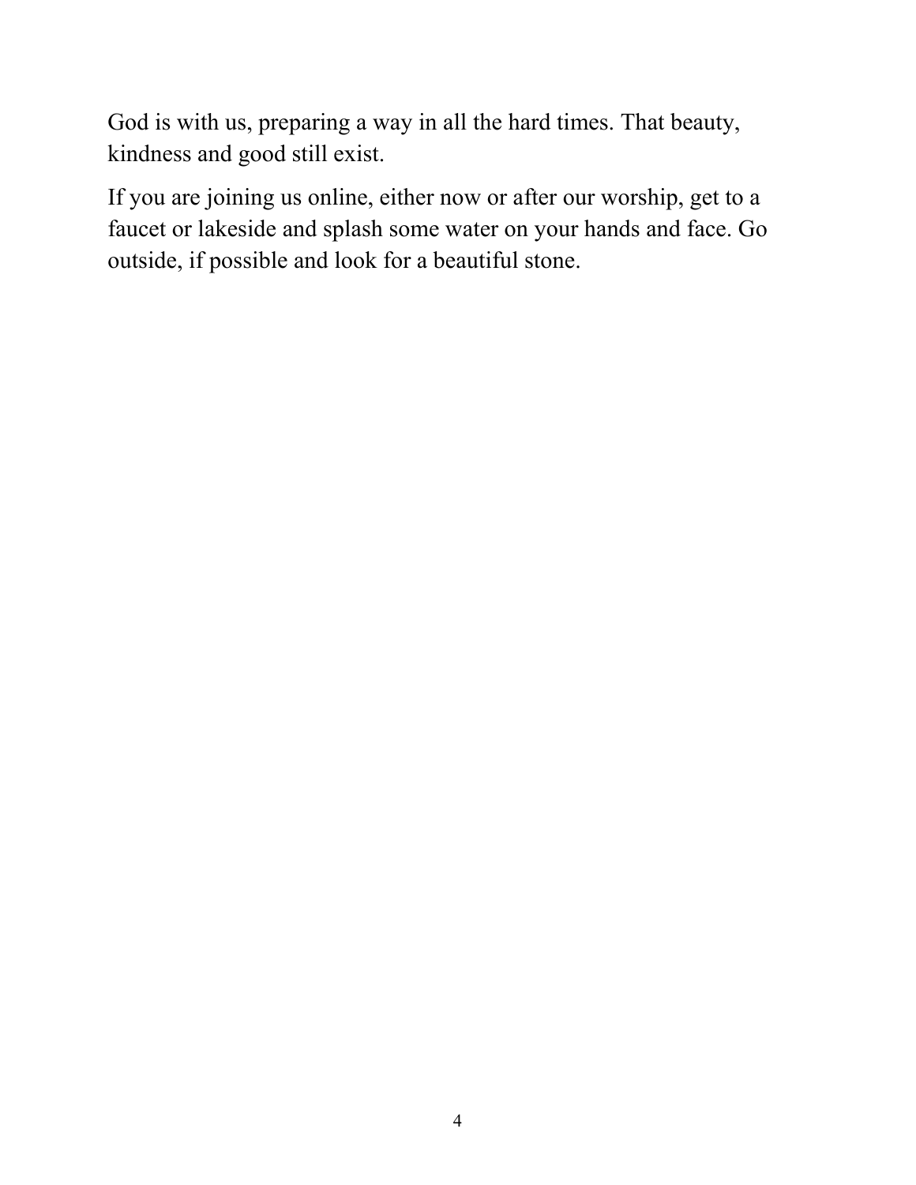God is with us, preparing a way in all the hard times. That beauty, kindness and good still exist.

If you are joining us online, either now or after our worship, get to a faucet or lakeside and splash some water on your hands and face. Go outside, if possible and look for a beautiful stone.